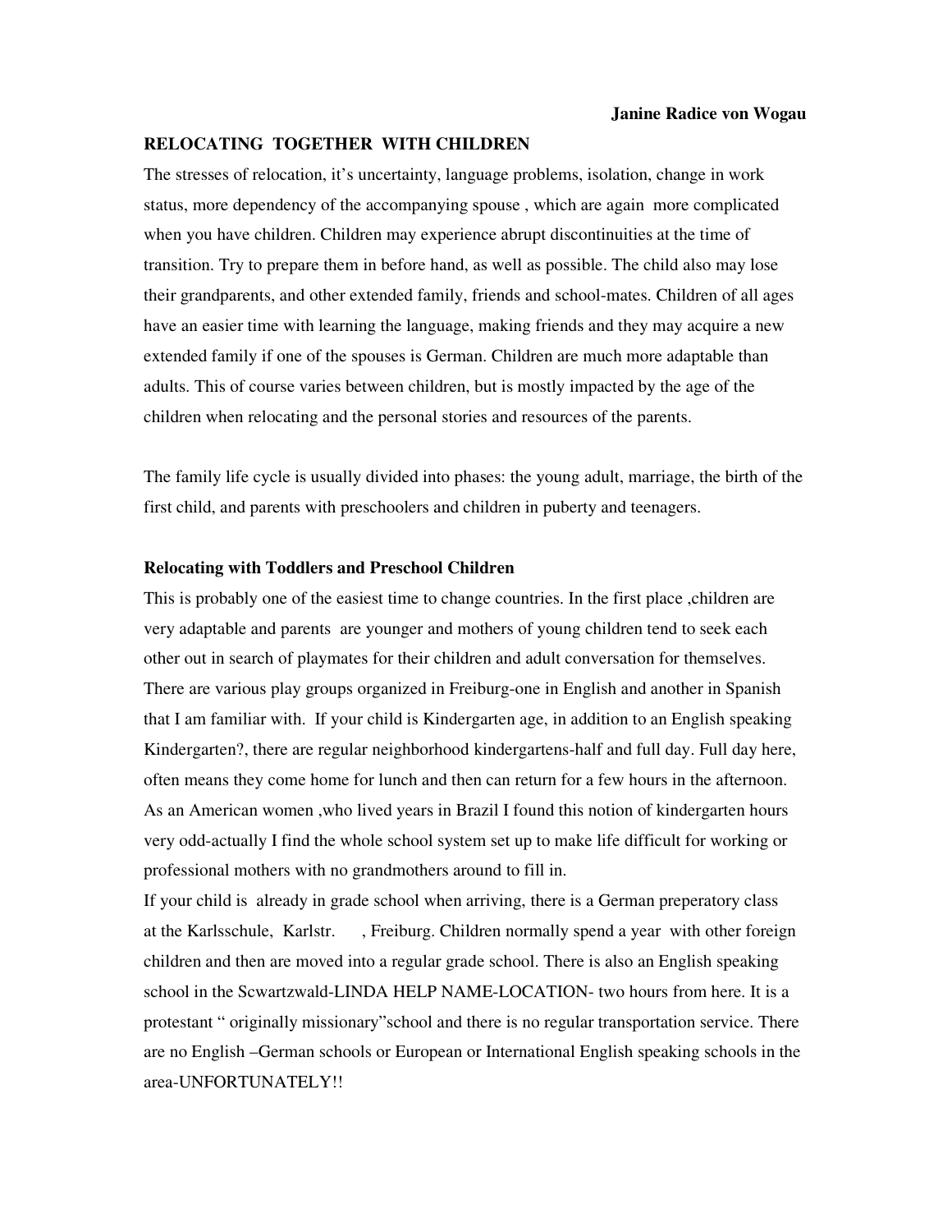**Janine Radice von Wogau**

**RELOCATING TOGETHER WITH CHILDREN**

The stresses of relocation, it's uncertainty, language problems, isolation, change in work status, more dependency of the accompanying spouse , which are again more complicated when you have children. Children may experience abrupt discontinuities at the time of transition. Try to prepare them in before hand, as well as possible. The child also may lose their grandparents, and other extended family, friends and school-mates. Children of all ages have an easier time with learning the language, making friends and they may acquire a new extended family if one of the spouses is German. Children are much more adaptable than adults. This of course varies between children, but is mostly impacted by the age of the children when relocating and the personal stories and resources of the parents.

The family life cycle is usually divided into phases: the young adult, marriage, the birth of the first child, and parents with preschoolers and children in puberty and teenagers.

**Relocating with Toddlers and Preschool Children**

This is probably one of the easiest time to change countries. In the first place ,children are very adaptable and parents are younger and mothers of young children tend to seek each other out in search of playmates for their children and adult conversation for themselves. There are various play groups organized in Freiburg-one in English and another in Spanish that I am familiar with. If your child is Kindergarten age, in addition to an English speaking Kindergarten?, there are regular neighborhood kindergartens-half and full day. Full day here, often means they come home for lunch and then can return for a few hours in the afternoon. As an American women ,who lived years in Brazil I found this notion of kindergarten hours very odd-actually I find the whole school system set up to make life difficult for working or professional mothers with no grandmothers around to fill in.

If your child is already in grade school when arriving, there is a German preperatory class at the Karlsschule, Karlstr. , Freiburg. Children normally spend a year with other foreign children and then are moved into a regular grade school. There is also an English speaking school in the Scwartzwald-LINDA HELP NAME-LOCATION- two hours from here. It is a protestant " originally missionary"school and there is no regular transportation service. There are no English –German schools or European or International English speaking schools in the area-UNFORTUNATELY!!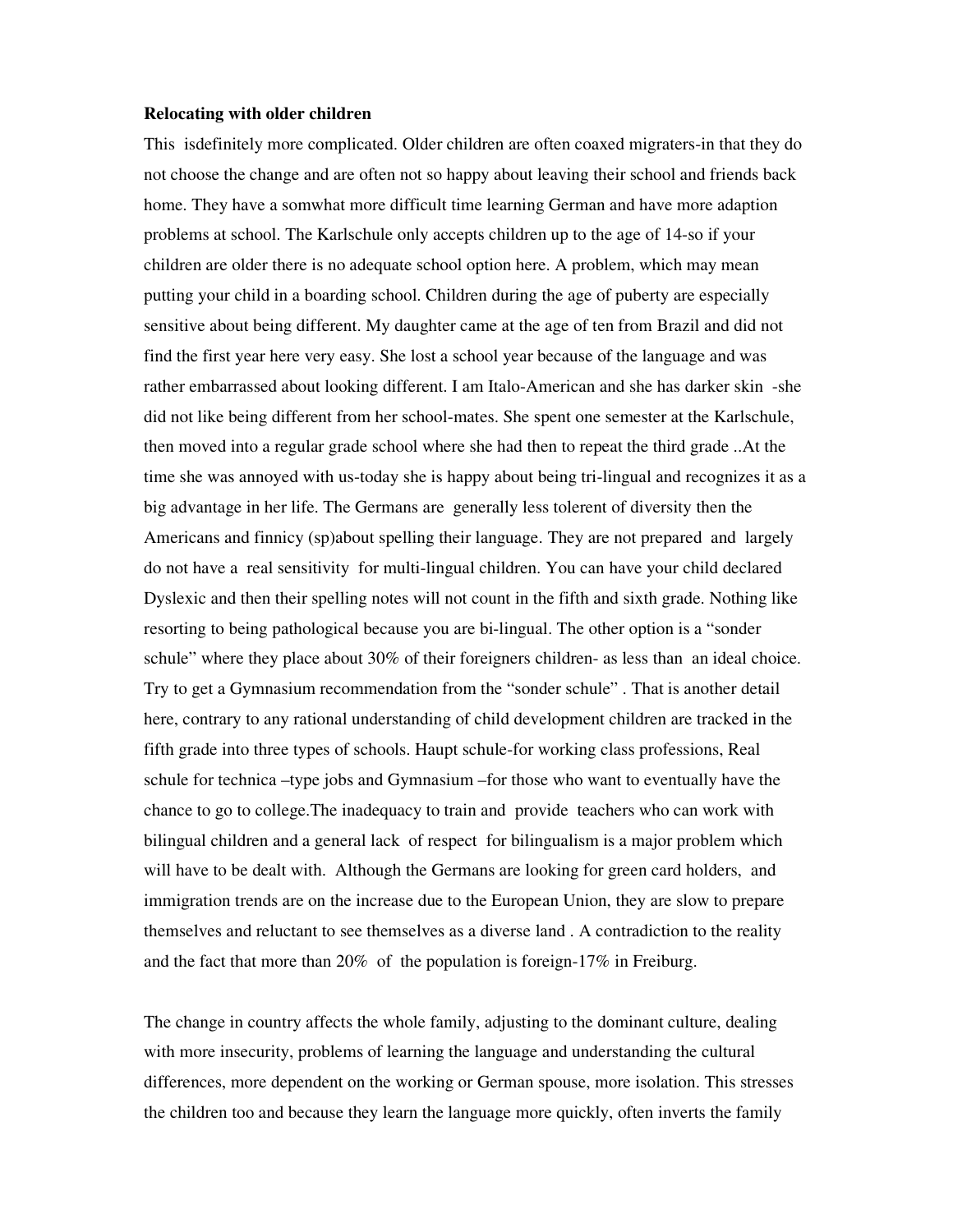**Relocating with older children**

This  isdefinitely more complicated. Older children are often coaxed migraters-in that they do not choose the change and are often not so happy about leaving their school and friends back home. They have a somwhat more difficult time learning German and have more adaption problems at school. The Karlschule only accepts children up to the age of 14-so if your children are older there is no adequate school option here. A problem, which may mean putting your child in a boarding school. Children during the age of puberty are especially sensitive about being different. My daughter came at the age of ten from Brazil and did not find the first year here very easy. She lost a school year because of the language and was rather embarrassed about looking different. I am Italo-American and she has darker skin  -she did not like being different from her school-mates. She spent one semester at the Karlschule, then moved into a regular grade school where she had then to repeat the third grade ..At the time she was annoyed with us-today she is happy about being tri-lingual and recognizes it as a big advantage in her life. The Germans are  generally less tolerent of diversity then the Americans and finnicy (sp)about spelling their language. They are not prepared  and  largely do not have a  real sensitivity  for multi-lingual children. You can have your child declared Dyslexic and then their spelling notes will not count in the fifth and sixth grade. Nothing like resorting to being pathological because you are bi-lingual. The other option is a “sonder schule” where they place about 30% of their foreigners children- as less than  an ideal choice. Try to get a Gymnasium recommendation from the “sonder schule” . That is another detail here, contrary to any rational understanding of child development children are tracked in the fifth grade into three types of schools. Haupt schule-for working class professions, Real schule for technica –type jobs and Gymnasium –for those who want to eventually have the chance to go to college.The inadequacy to train and  provide  teachers who can work with bilingual children and a general lack  of respect  for bilingualism is a major problem which will have to be dealt with.  Although the Germans are looking for green card holders,  and immigration trends are on the increase due to the European Union, they are slow to prepare themselves and reluctant to see themselves as a diverse land . A contradiction to the reality and the fact that more than 20%  of  the population is foreign-17% in Freiburg.

The change in country affects the whole family, adjusting to the dominant culture, dealing with more insecurity, problems of learning the language and understanding the cultural differences, more dependent on the working or German spouse, more isolation. This stresses the children too and because they learn the language more quickly, often inverts the family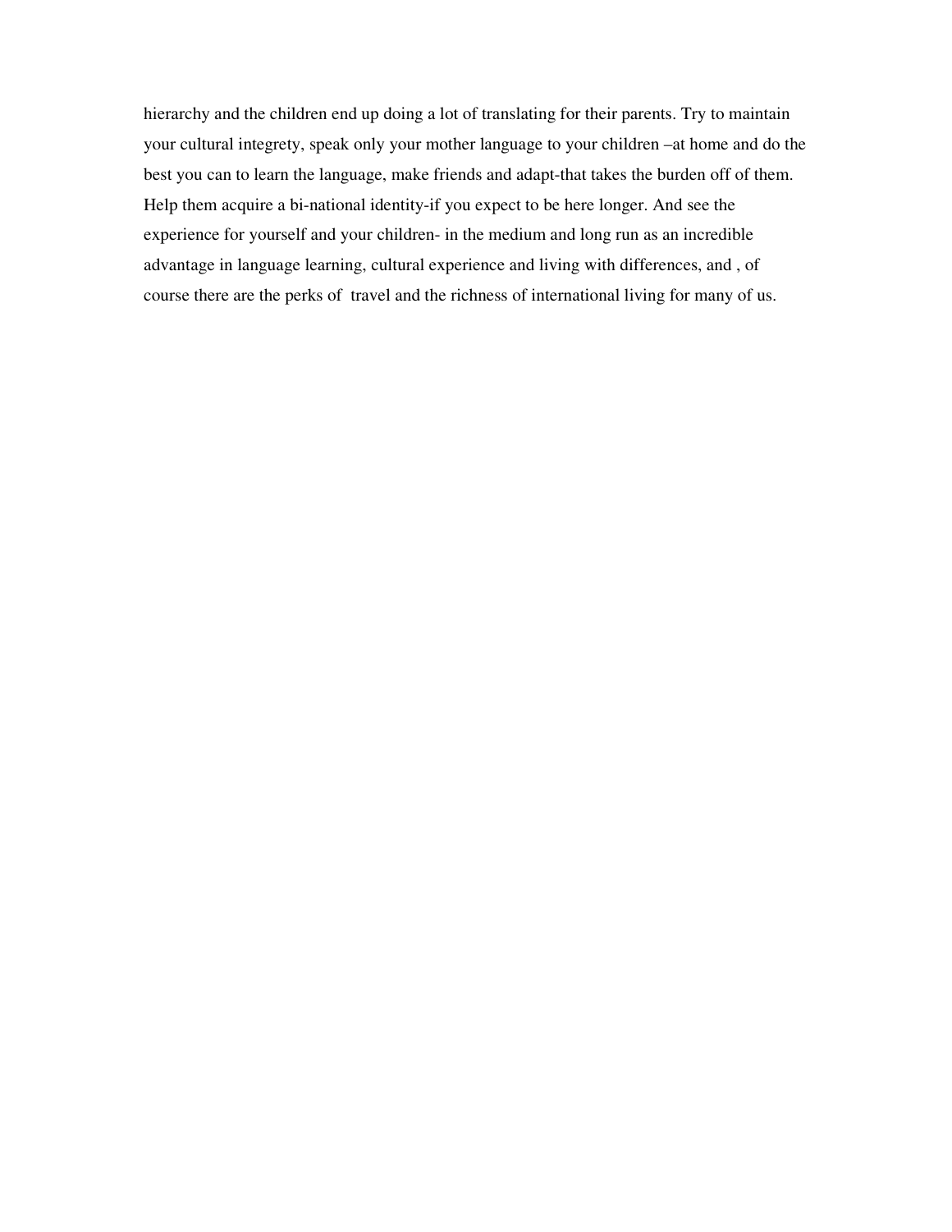hierarchy and the children end up doing a lot of translating for their parents. Try to maintain your cultural integrety, speak only your mother language to your children –at home and do the best you can to learn the language, make friends and adapt-that takes the burden off of them. Help them acquire a bi-national identity-if you expect to be here longer. And see the experience for yourself and your children- in the medium and long run as an incredible advantage in language learning, cultural experience and living with differences, and , of course there are the perks of travel and the richness of international living for many of us.